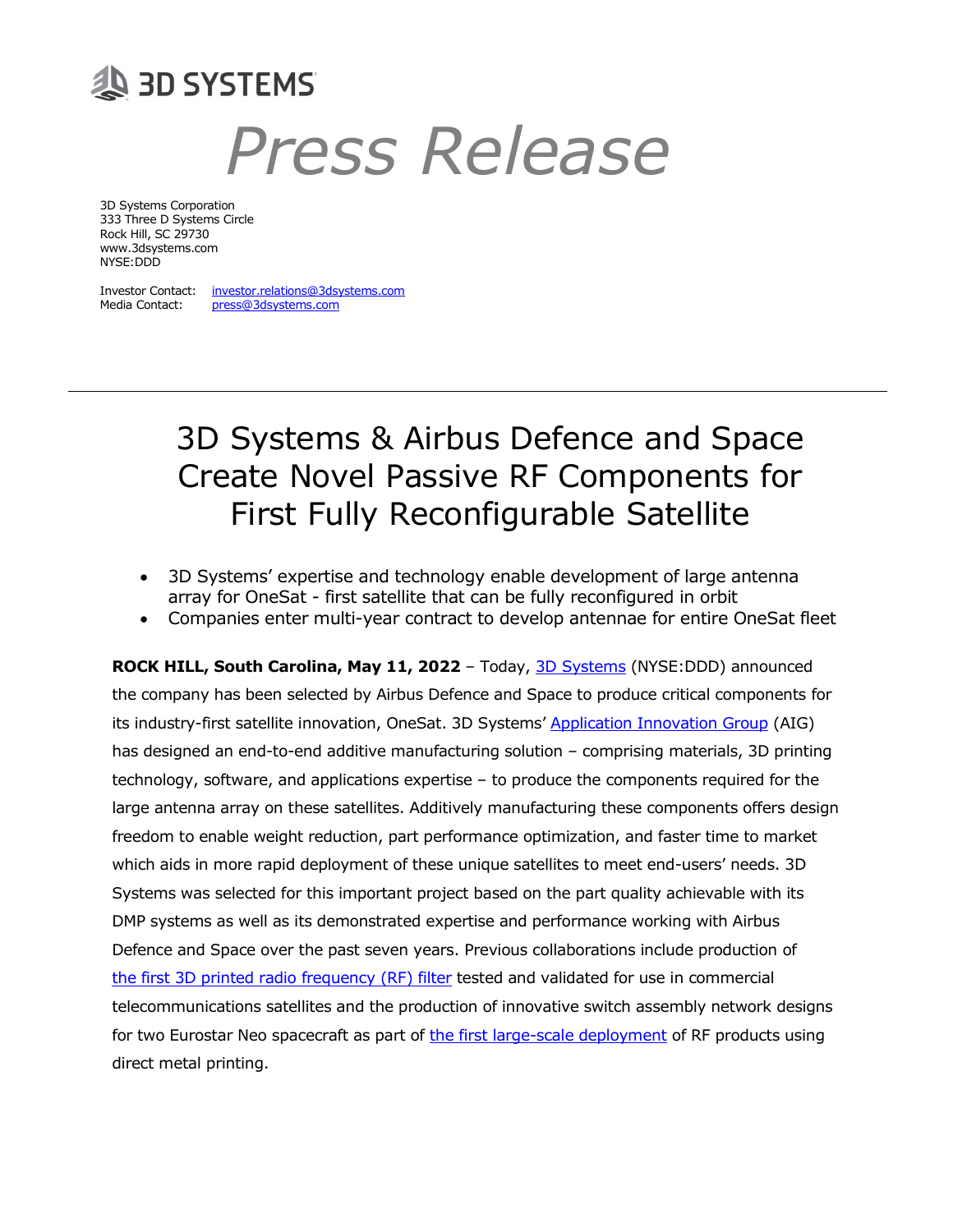# 3D SYSTEMS

# *Press Release*

3D Systems Corporation
333 Three D Systems Circle
Rock Hill, SC 29730
www.3dsystems.com
NYSE:DDD

Investor Contact: investor.relations@3dsystems.com
Media Contact: press@3dsystems.com

---

## 3D Systems & Airbus Defence and Space Create Novel Passive RF Components for First Fully Reconfigurable Satellite

- 3D Systems' expertise and technology enable development of large antenna array for OneSat - first satellite that can be fully reconfigured in orbit
- Companies enter multi-year contract to develop antennae for entire OneSat fleet

**ROCK HILL, South Carolina, May 11, 2022** – Today, 3D Systems (NYSE:DDD) announced the company has been selected by Airbus Defence and Space to produce critical components for its industry-first satellite innovation, OneSat. 3D Systems' Application Innovation Group (AIG) has designed an end-to-end additive manufacturing solution – comprising materials, 3D printing technology, software, and applications expertise – to produce the components required for the large antenna array on these satellites. Additively manufacturing these components offers design freedom to enable weight reduction, part performance optimization, and faster time to market which aids in more rapid deployment of these unique satellites to meet end-users' needs. 3D Systems was selected for this important project based on the part quality achievable with its DMP systems as well as its demonstrated expertise and performance working with Airbus Defence and Space over the past seven years. Previous collaborations include production of the first 3D printed radio frequency (RF) filter tested and validated for use in commercial telecommunications satellites and the production of innovative switch assembly network designs for two Eurostar Neo spacecraft as part of the first large-scale deployment of RF products using direct metal printing.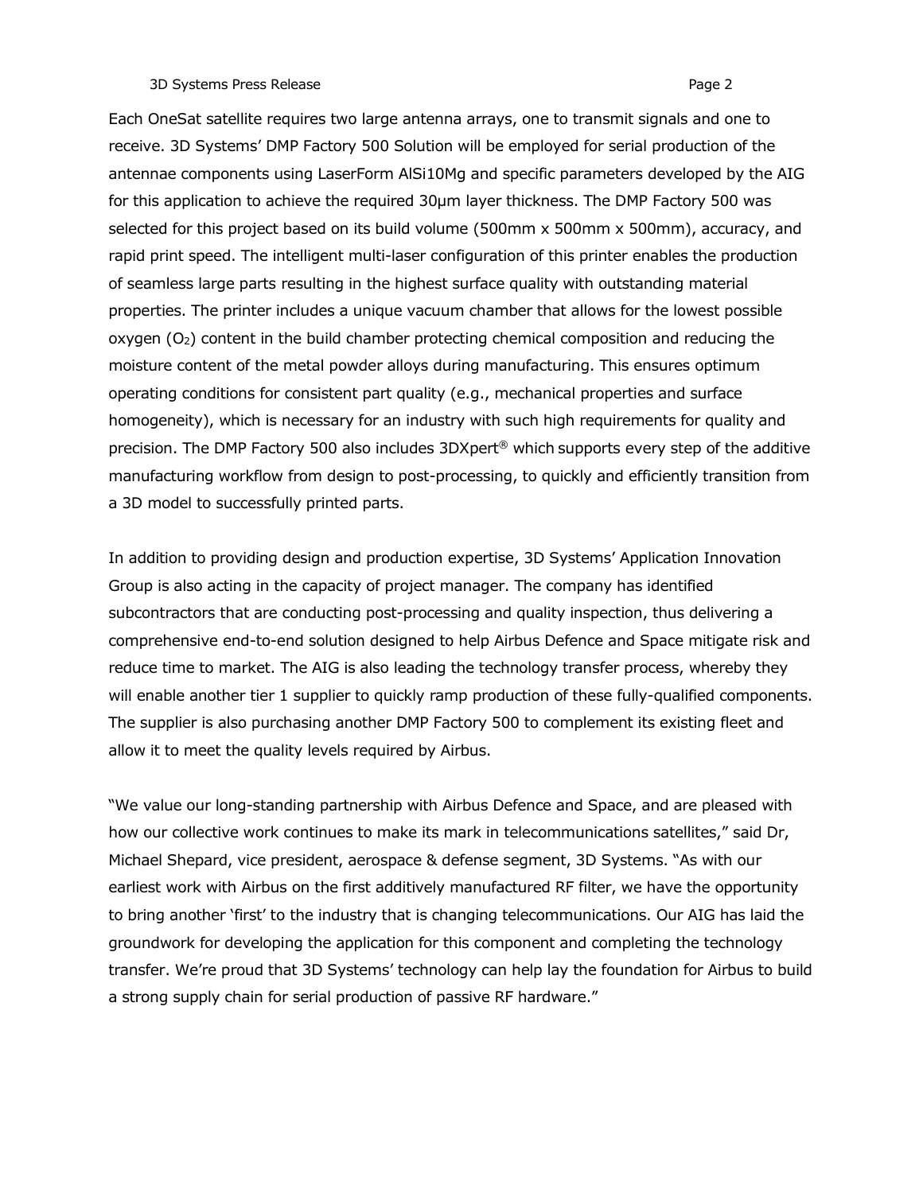Each OneSat satellite requires two large antenna arrays, one to transmit signals and one to receive. 3D Systems' DMP Factory 500 Solution will be employed for serial production of the antennae components using LaserForm AlSi10Mg and specific parameters developed by the AIG for this application to achieve the required 30µm layer thickness. The DMP Factory 500 was selected for this project based on its build volume (500mm x 500mm x 500mm), accuracy, and rapid print speed. The intelligent multi-laser configuration of this printer enables the production of seamless large parts resulting in the highest surface quality with outstanding material properties. The printer includes a unique vacuum chamber that allows for the lowest possible oxygen ($O_2$) content in the build chamber protecting chemical composition and reducing the moisture content of the metal powder alloys during manufacturing. This ensures optimum operating conditions for consistent part quality (e.g., mechanical properties and surface homogeneity), which is necessary for an industry with such high requirements for quality and precision. The DMP Factory 500 also includes 3DXpert® which supports every step of the additive manufacturing workflow from design to post-processing, to quickly and efficiently transition from a 3D model to successfully printed parts.

In addition to providing design and production expertise, 3D Systems' Application Innovation Group is also acting in the capacity of project manager. The company has identified subcontractors that are conducting post-processing and quality inspection, thus delivering a comprehensive end-to-end solution designed to help Airbus Defence and Space mitigate risk and reduce time to market. The AIG is also leading the technology transfer process, whereby they will enable another tier 1 supplier to quickly ramp production of these fully-qualified components. The supplier is also purchasing another DMP Factory 500 to complement its existing fleet and allow it to meet the quality levels required by Airbus.

"We value our long-standing partnership with Airbus Defence and Space, and are pleased with how our collective work continues to make its mark in telecommunications satellites," said Dr, Michael Shepard, vice president, aerospace & defense segment, 3D Systems. "As with our earliest work with Airbus on the first additively manufactured RF filter, we have the opportunity to bring another 'first' to the industry that is changing telecommunications. Our AIG has laid the groundwork for developing the application for this component and completing the technology transfer. We're proud that 3D Systems' technology can help lay the foundation for Airbus to build a strong supply chain for serial production of passive RF hardware."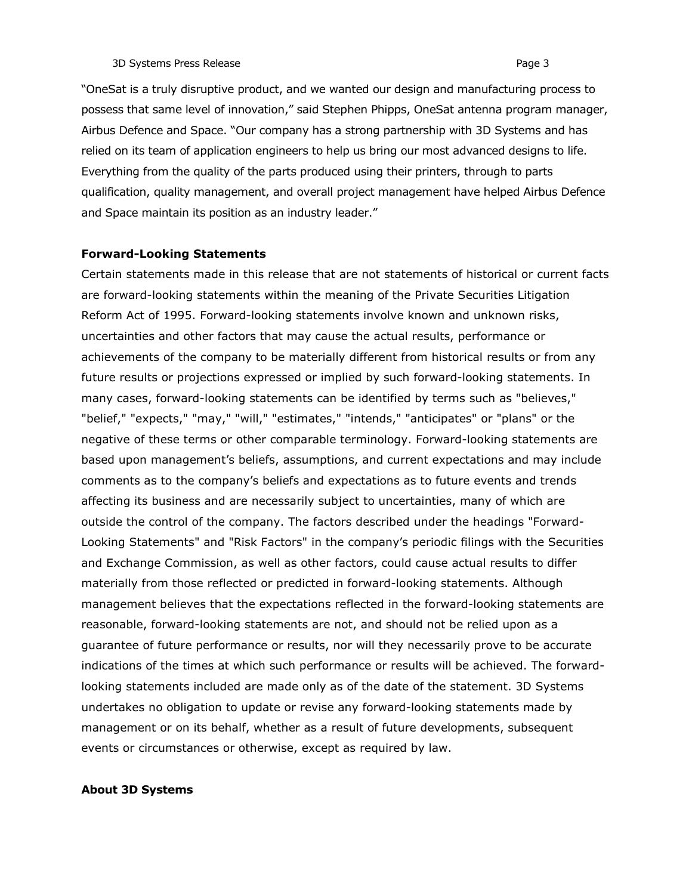"OneSat is a truly disruptive product, and we wanted our design and manufacturing process to possess that same level of innovation," said Stephen Phipps, OneSat antenna program manager, Airbus Defence and Space. "Our company has a strong partnership with 3D Systems and has relied on its team of application engineers to help us bring our most advanced designs to life. Everything from the quality of the parts produced using their printers, through to parts qualification, quality management, and overall project management have helped Airbus Defence and Space maintain its position as an industry leader."

**Forward-Looking Statements**

Certain statements made in this release that are not statements of historical or current facts are forward-looking statements within the meaning of the Private Securities Litigation Reform Act of 1995. Forward-looking statements involve known and unknown risks, uncertainties and other factors that may cause the actual results, performance or achievements of the company to be materially different from historical results or from any future results or projections expressed or implied by such forward-looking statements. In many cases, forward-looking statements can be identified by terms such as "believes," "belief," "expects," "may," "will," "estimates," "intends," "anticipates" or "plans" or the negative of these terms or other comparable terminology. Forward-looking statements are based upon management's beliefs, assumptions, and current expectations and may include comments as to the company's beliefs and expectations as to future events and trends affecting its business and are necessarily subject to uncertainties, many of which are outside the control of the company. The factors described under the headings "Forward-Looking Statements" and "Risk Factors" in the company's periodic filings with the Securities and Exchange Commission, as well as other factors, could cause actual results to differ materially from those reflected or predicted in forward-looking statements. Although management believes that the expectations reflected in the forward-looking statements are reasonable, forward-looking statements are not, and should not be relied upon as a guarantee of future performance or results, nor will they necessarily prove to be accurate indications of the times at which such performance or results will be achieved. The forward-looking statements included are made only as of the date of the statement. 3D Systems undertakes no obligation to update or revise any forward-looking statements made by management or on its behalf, whether as a result of future developments, subsequent events or circumstances or otherwise, except as required by law.

**About 3D Systems**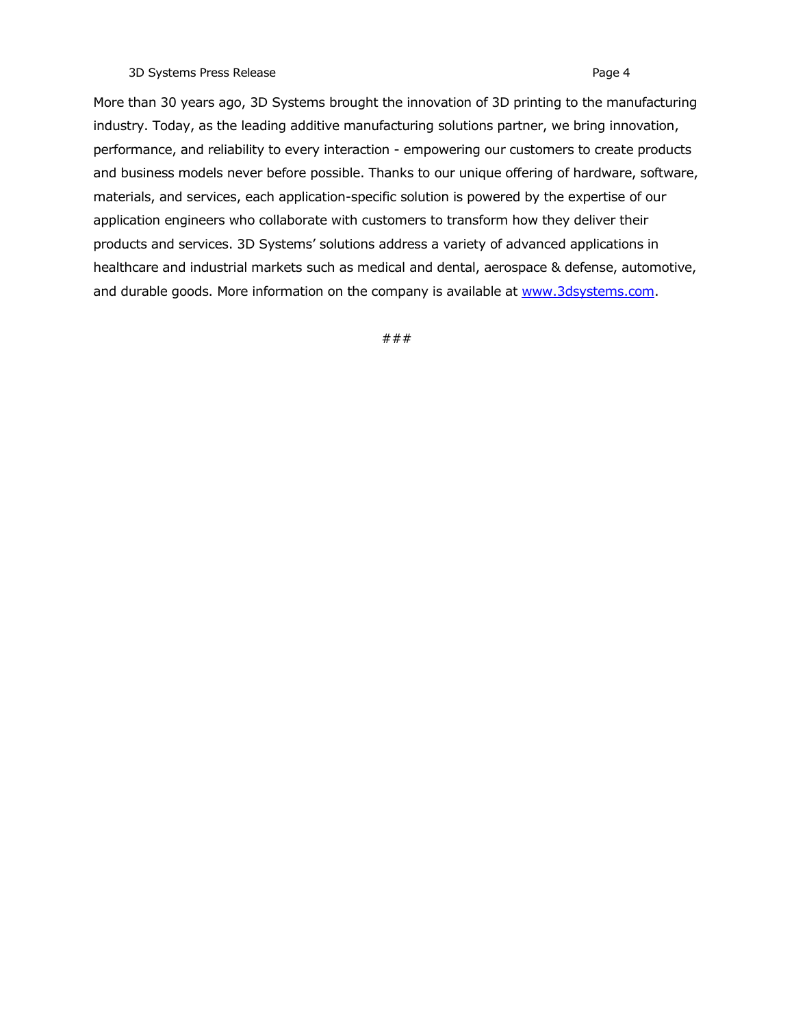More than 30 years ago, 3D Systems brought the innovation of 3D printing to the manufacturing industry. Today, as the leading additive manufacturing solutions partner, we bring innovation, performance, and reliability to every interaction - empowering our customers to create products and business models never before possible. Thanks to our unique offering of hardware, software, materials, and services, each application-specific solution is powered by the expertise of our application engineers who collaborate with customers to transform how they deliver their products and services. 3D Systems' solutions address a variety of advanced applications in healthcare and industrial markets such as medical and dental, aerospace & defense, automotive, and durable goods. More information on the company is available at [www.3dsystems.com](http://www.3dsystems.com).

###